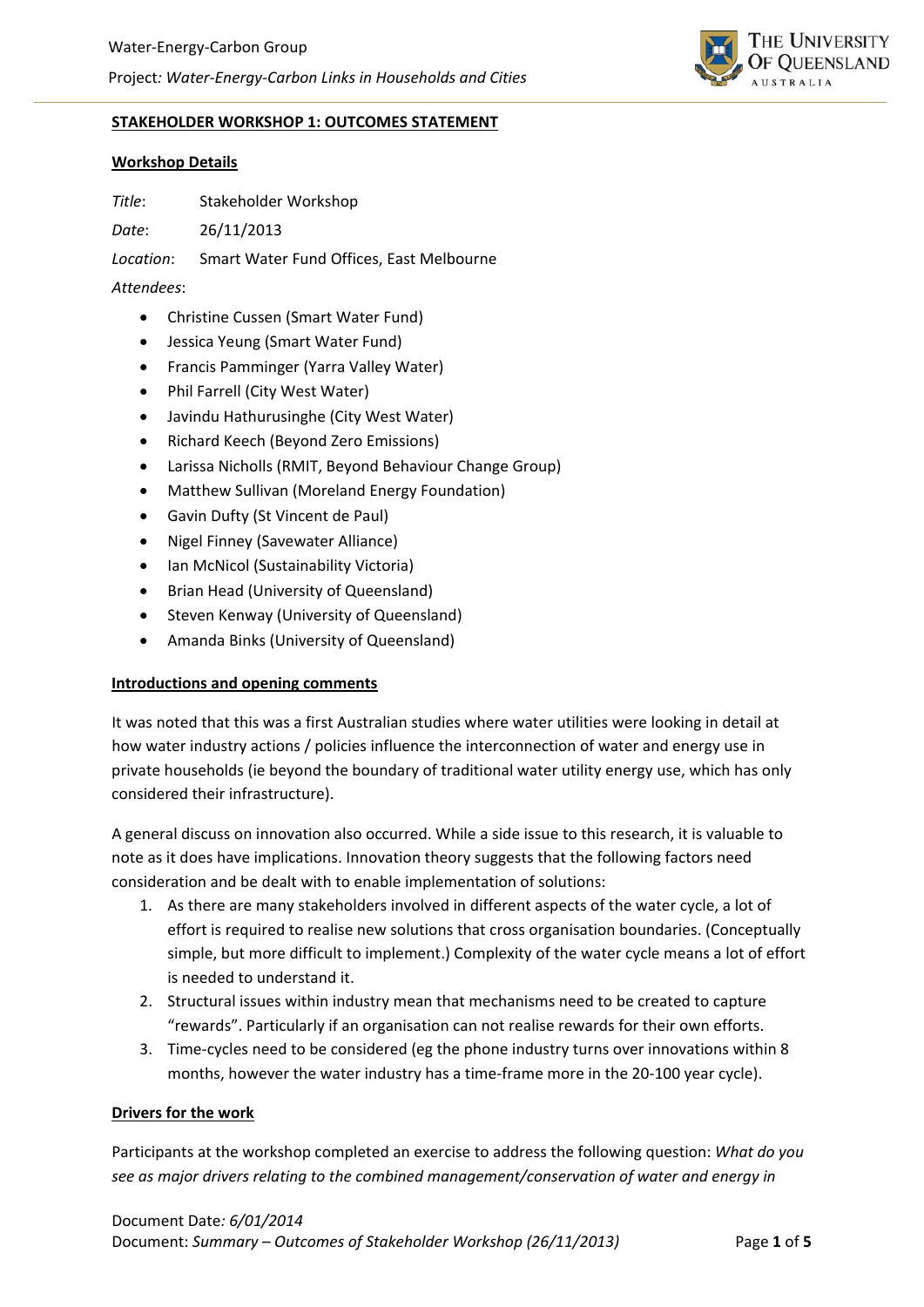**STAKEHOLDER WORKSHOP 1: OUTCOMES STATEMENT**

**Workshop Details**

*Title*: Stakeholder Workshop

*Date*: 26/11/2013

*Location*: Smart Water Fund Offices, East Melbourne

*Attendees*:

- Christine Cussen (Smart Water Fund)
- Jessica Yeung (Smart Water Fund)
- Francis Pamminger (Yarra Valley Water)
- Phil Farrell (City West Water)
- Javindu Hathurusinghe (City West Water)
- Richard Keech (Beyond Zero Emissions)
- Larissa Nicholls (RMIT, Beyond Behaviour Change Group)
- Matthew Sullivan (Moreland Energy Foundation)
- Gavin Dufty (St Vincent de Paul)
- Nigel Finney (Savewater Alliance)
- Ian McNicol (Sustainability Victoria)
- Brian Head (University of Queensland)
- Steven Kenway (University of Queensland)
- Amanda Binks (University of Queensland)

**Introductions and opening comments**

It was noted that this was a first Australian studies where water utilities were looking in detail at how water industry actions / policies influence the interconnection of water and energy use in private households (ie beyond the boundary of traditional water utility energy use, which has only considered their infrastructure).

A general discuss on innovation also occurred. While a side issue to this research, it is valuable to note as it does have implications. Innovation theory suggests that the following factors need consideration and be dealt with to enable implementation of solutions:

1. As there are many stakeholders involved in different aspects of the water cycle, a lot of effort is required to realise new solutions that cross organisation boundaries. (Conceptually simple, but more difficult to implement.) Complexity of the water cycle means a lot of effort is needed to understand it.
2. Structural issues within industry mean that mechanisms need to be created to capture "rewards". Particularly if an organisation can not realise rewards for their own efforts.
3. Time-cycles need to be considered (eg the phone industry turns over innovations within 8 months, however the water industry has a time-frame more in the 20-100 year cycle).

**Drivers for the work**

Participants at the workshop completed an exercise to address the following question: *What do you see as major drivers relating to the combined management/conservation of water and energy in*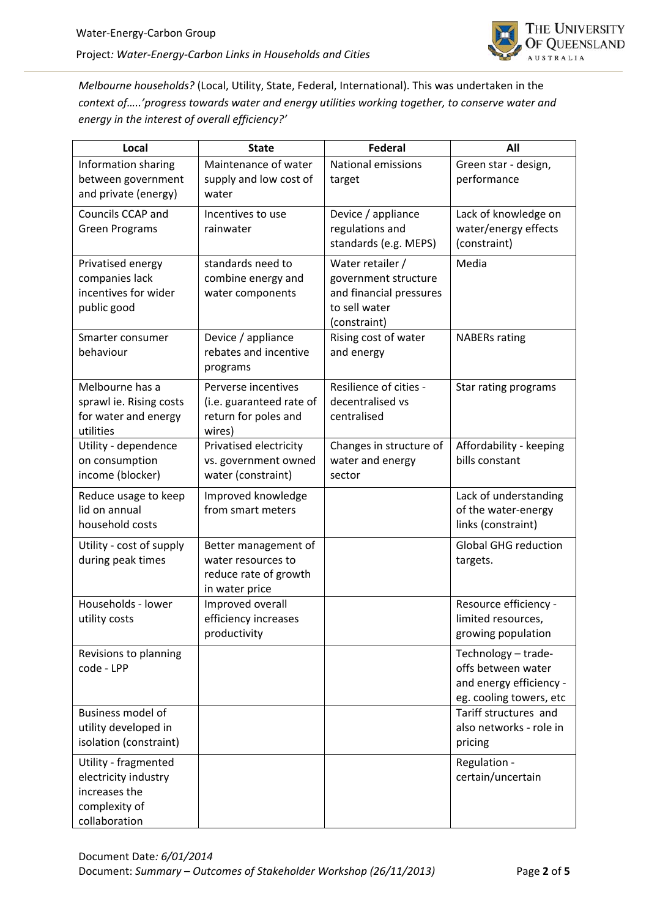*Melbourne households?* (Local, Utility, State, Federal, International). This was undertaken in the *context of…..'progress towards water and energy utilities working together, to conserve water and energy in the interest of overall efficiency?'*

| Local | State | Federal | All |
|---|---|---|---|
| Information sharing between government and private (energy) | Maintenance of water supply and low cost of water | National emissions target | Green star - design, performance |
| Councils CCAP and Green Programs | Incentives to use rainwater | Device / appliance regulations and standards (e.g. MEPS) | Lack of knowledge on water/energy effects (constraint) |
| Privatised energy companies lack incentives for wider public good | standards need to combine energy and water components | Water retailer / government structure and financial pressures to sell water (constraint) | Media |
| Smarter consumer behaviour | Device / appliance rebates and incentive programs | Rising cost of water and energy | NABERs rating |
| Melbourne has a sprawl ie. Rising costs for water and energy utilities | Perverse incentives (i.e. guaranteed rate of return for poles and wires) | Resilience of cities - decentralised vs centralised | Star rating programs |
| Utility - dependence on consumption income (blocker) | Privatised electricity vs. government owned water (constraint) | Changes in structure of water and energy sector | Affordability - keeping bills constant |
| Reduce usage to keep lid on annual household costs | Improved knowledge from smart meters | | Lack of understanding of the water-energy links (constraint) |
| Utility - cost of supply during peak times | Better management of water resources to reduce rate of growth in water price | | Global GHG reduction targets. |
| Households - lower utility costs | Improved overall efficiency increases productivity | | Resource efficiency - limited resources, growing population |
| Revisions to planning code - LPP | | | Technology – trade-offs between water and energy efficiency - eg. cooling towers, etc |
| Business model of utility developed in isolation (constraint) | | | Tariff structures and also networks - role in pricing |
| Utility - fragmented electricity industry increases the complexity of collaboration | | | Regulation - certain/uncertain |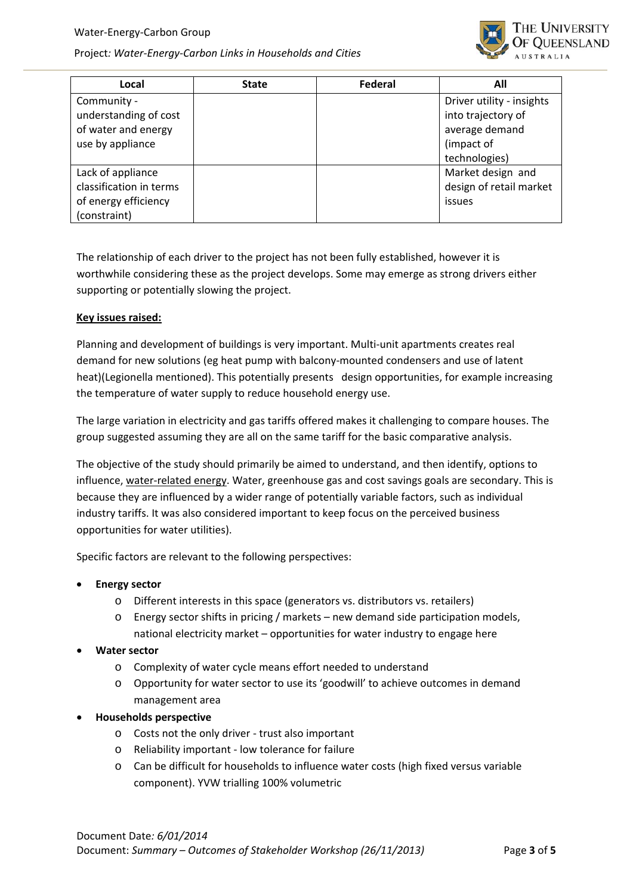| Local | State | Federal | All |
|---|---|---|---|
| Community - understanding of cost of water and energy use by appliance | | | Driver utility - insights into trajectory of average demand (impact of technologies) |
| Lack of appliance classification in terms of energy efficiency (constraint) | | | Market design and design of retail market issues |

The relationship of each driver to the project has not been fully established, however it is worthwhile considering these as the project develops. Some may emerge as strong drivers either supporting or potentially slowing the project.

**Key issues raised:**

Planning and development of buildings is very important. Multi-unit apartments creates real demand for new solutions (eg heat pump with balcony-mounted condensers and use of latent heat)(Legionella mentioned). This potentially presents design opportunities, for example increasing the temperature of water supply to reduce household energy use.

The large variation in electricity and gas tariffs offered makes it challenging to compare houses. The group suggested assuming they are all on the same tariff for the basic comparative analysis.

The objective of the study should primarily be aimed to understand, and then identify, options to influence, water-related energy. Water, greenhouse gas and cost savings goals are secondary. This is because they are influenced by a wider range of potentially variable factors, such as individual industry tariffs. It was also considered important to keep focus on the perceived business opportunities for water utilities).

Specific factors are relevant to the following perspectives:

- **Energy sector**
  - Different interests in this space (generators vs. distributors vs. retailers)
  - Energy sector shifts in pricing / markets – new demand side participation models, national electricity market – opportunities for water industry to engage here
- **Water sector**
  - Complexity of water cycle means effort needed to understand
  - Opportunity for water sector to use its 'goodwill' to achieve outcomes in demand management area
- **Households perspective**
  - Costs not the only driver - trust also important
  - Reliability important - low tolerance for failure
  - Can be difficult for households to influence water costs (high fixed versus variable component). YVW trialling 100% volumetric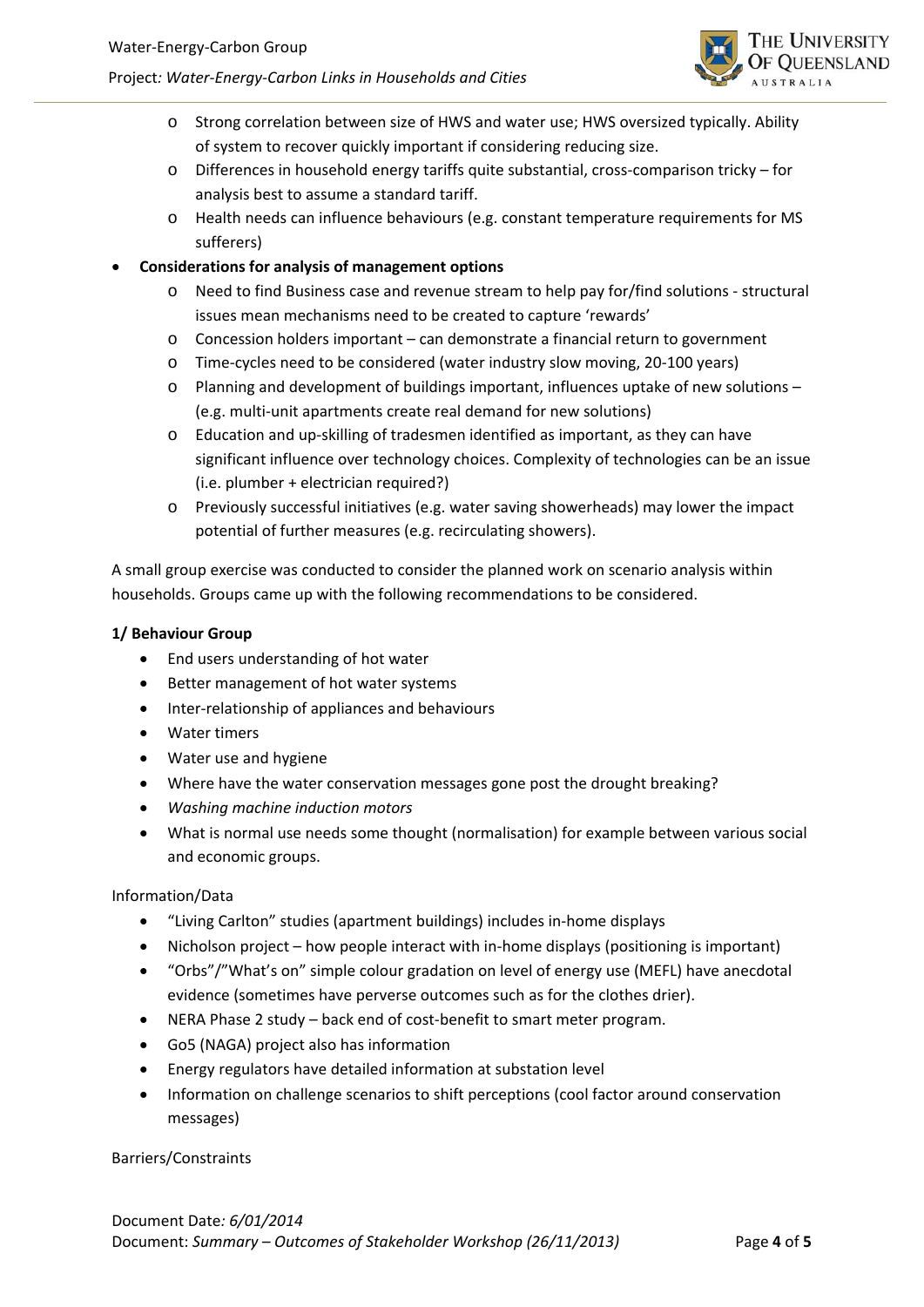- Strong correlation between size of HWS and water use; HWS oversized typically. Ability of system to recover quickly important if considering reducing size.
    - Differences in household energy tariffs quite substantial, cross-comparison tricky – for analysis best to assume a standard tariff.
    - Health needs can influence behaviours (e.g. constant temperature requirements for MS sufferers)
- **Considerations for analysis of management options**
    - Need to find Business case and revenue stream to help pay for/find solutions - structural issues mean mechanisms need to be created to capture 'rewards'
    - Concession holders important – can demonstrate a financial return to government
    - Time-cycles need to be considered (water industry slow moving, 20-100 years)
    - Planning and development of buildings important, influences uptake of new solutions – (e.g. multi-unit apartments create real demand for new solutions)
    - Education and up-skilling of tradesmen identified as important, as they can have significant influence over technology choices. Complexity of technologies can be an issue (i.e. plumber + electrician required?)
    - Previously successful initiatives (e.g. water saving showerheads) may lower the impact potential of further measures (e.g. recirculating showers).

A small group exercise was conducted to consider the planned work on scenario analysis within households. Groups came up with the following recommendations to be considered.

**1/ Behaviour Group**

- End users understanding of hot water
- Better management of hot water systems
- Inter-relationship of appliances and behaviours
- Water timers
- Water use and hygiene
- Where have the water conservation messages gone post the drought breaking?
- *Washing machine induction motors*
- What is normal use needs some thought (normalisation) for example between various social and economic groups.

Information/Data

- "Living Carlton" studies (apartment buildings) includes in-home displays
- Nicholson project – how people interact with in-home displays (positioning is important)
- "Orbs"/"What's on" simple colour gradation on level of energy use (MEFL) have anecdotal evidence (sometimes have perverse outcomes such as for the clothes drier).
- NERA Phase 2 study – back end of cost-benefit to smart meter program.
- Go5 (NAGA) project also has information
- Energy regulators have detailed information at substation level
- Information on challenge scenarios to shift perceptions (cool factor around conservation messages)

Barriers/Constraints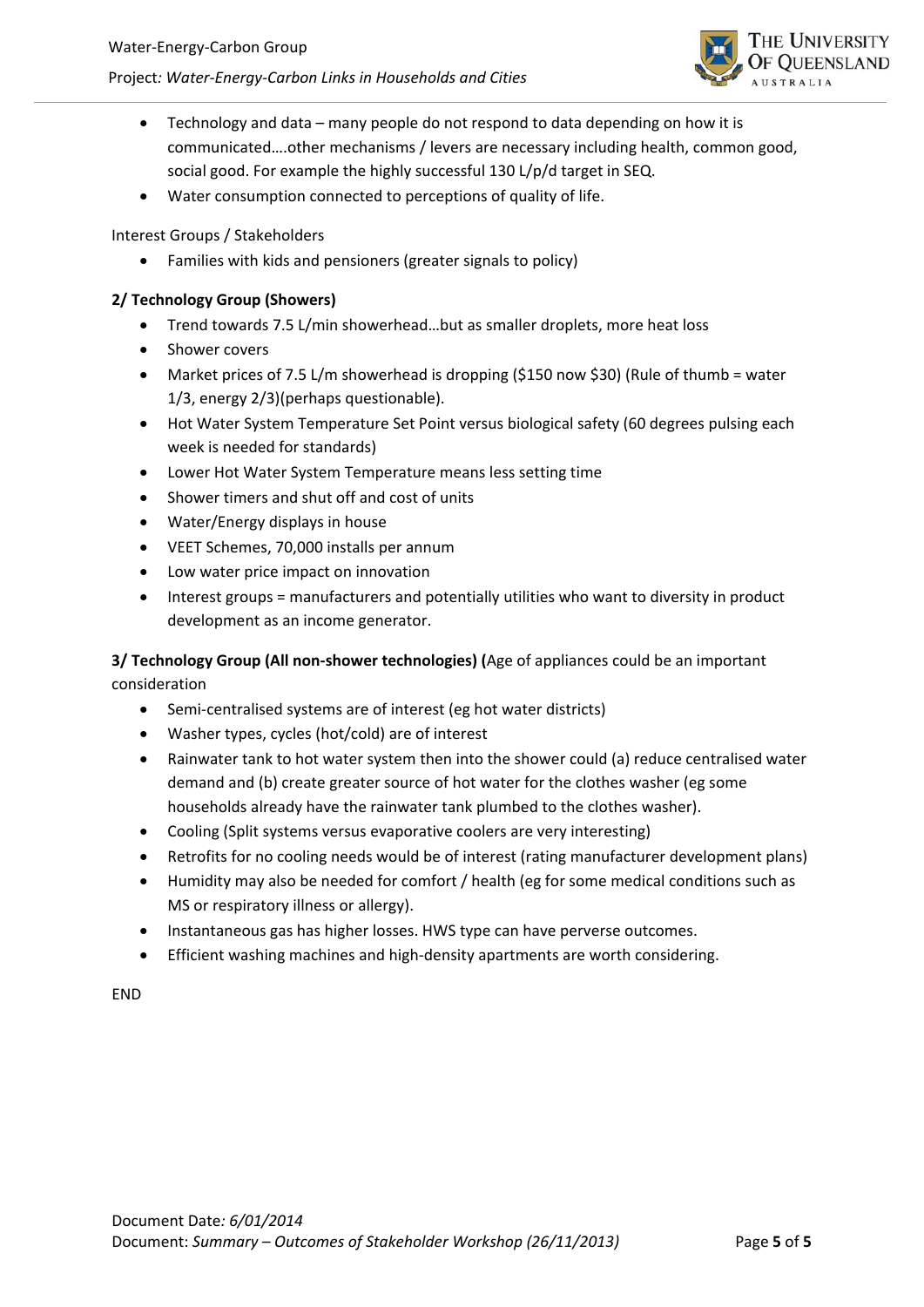- Technology and data – many people do not respond to data depending on how it is communicated….other mechanisms / levers are necessary including health, common good, social good. For example the highly successful 130 L/p/d target in SEQ.
- Water consumption connected to perceptions of quality of life.

Interest Groups / Stakeholders

- Families with kids and pensioners (greater signals to policy)

**2/ Technology Group (Showers)**

- Trend towards 7.5 L/min showerhead…but as smaller droplets, more heat loss
- Shower covers
- Market prices of 7.5 L/m showerhead is dropping ($150 now $30) (Rule of thumb = water 1/3, energy 2/3)(perhaps questionable).
- Hot Water System Temperature Set Point versus biological safety (60 degrees pulsing each week is needed for standards)
- Lower Hot Water System Temperature means less setting time
- Shower timers and shut off and cost of units
- Water/Energy displays in house
- VEET Schemes, 70,000 installs per annum
- Low water price impact on innovation
- Interest groups = manufacturers and potentially utilities who want to diversity in product development as an income generator.

**3/ Technology Group (All non-shower technologies) (**Age of appliances could be an important consideration

- Semi-centralised systems are of interest (eg hot water districts)
- Washer types, cycles (hot/cold) are of interest
- Rainwater tank to hot water system then into the shower could (a) reduce centralised water demand and (b) create greater source of hot water for the clothes washer (eg some households already have the rainwater tank plumbed to the clothes washer).
- Cooling (Split systems versus evaporative coolers are very interesting)
- Retrofits for no cooling needs would be of interest (rating manufacturer development plans)
- Humidity may also be needed for comfort / health (eg for some medical conditions such as MS or respiratory illness or allergy).
- Instantaneous gas has higher losses. HWS type can have perverse outcomes.
- Efficient washing machines and high-density apartments are worth considering.

END